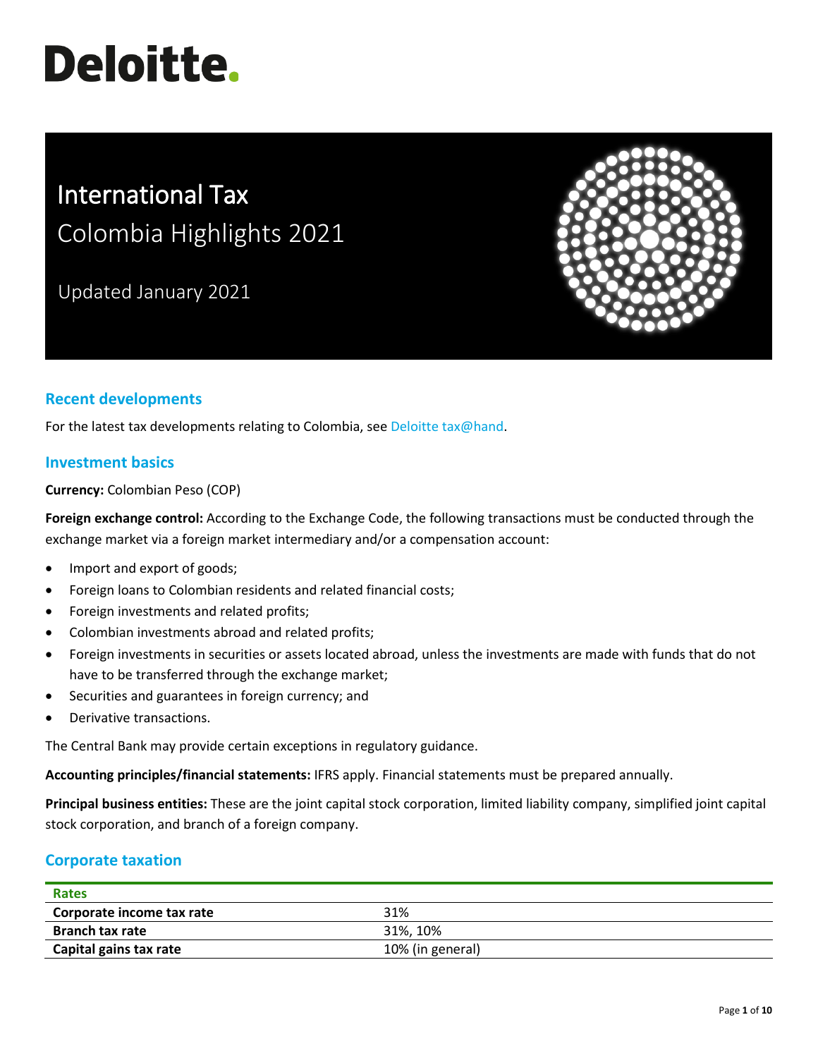Deloitte.

# International Tax
## Colombia Highlights 2021

Updated January 2021

## Recent developments

For the latest tax developments relating to Colombia, see Deloitte tax@hand.

## Investment basics

**Currency:** Colombian Peso (COP)

**Foreign exchange control:** According to the Exchange Code, the following transactions must be conducted through the exchange market via a foreign market intermediary and/or a compensation account:

- Import and export of goods;
- Foreign loans to Colombian residents and related financial costs;
- Foreign investments and related profits;
- Colombian investments abroad and related profits;
- Foreign investments in securities or assets located abroad, unless the investments are made with funds that do not have to be transferred through the exchange market;
- Securities and guarantees in foreign currency; and
- Derivative transactions.

The Central Bank may provide certain exceptions in regulatory guidance.

**Accounting principles/financial statements:** IFRS apply. Financial statements must be prepared annually.

**Principal business entities:** These are the joint capital stock corporation, limited liability company, simplified joint capital stock corporation, and branch of a foreign company.

## Corporate taxation

| Rates | |
|---|---|
| **Corporate income tax rate** | 31% |
| **Branch tax rate** | 31%, 10% |
| **Capital gains tax rate** | 10% (in general) |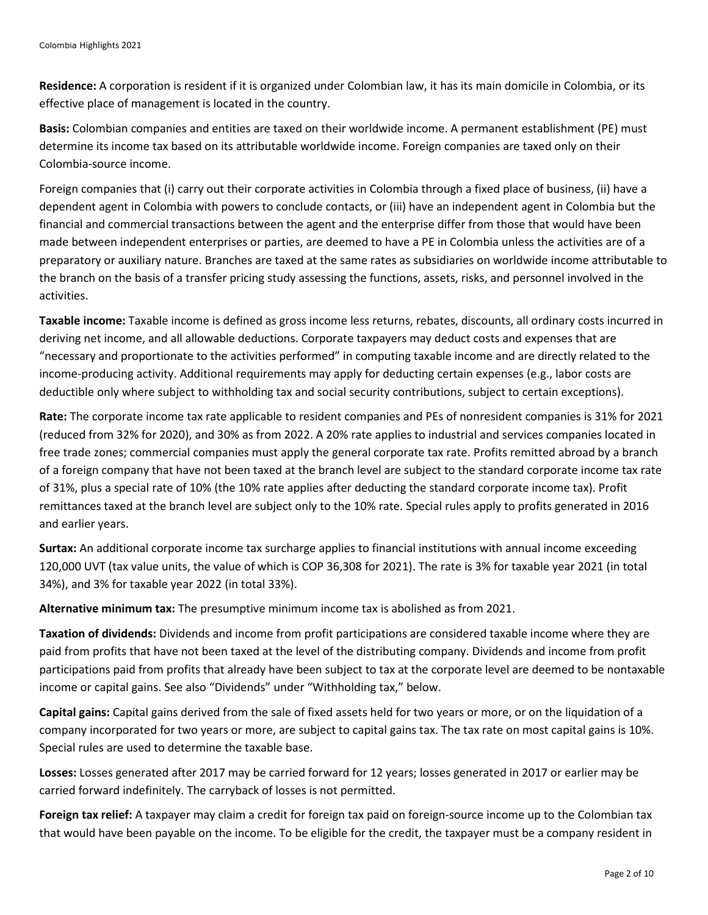**Residence:** A corporation is resident if it is organized under Colombian law, it has its main domicile in Colombia, or its effective place of management is located in the country.

**Basis:** Colombian companies and entities are taxed on their worldwide income. A permanent establishment (PE) must determine its income tax based on its attributable worldwide income. Foreign companies are taxed only on their Colombia-source income.

Foreign companies that (i) carry out their corporate activities in Colombia through a fixed place of business, (ii) have a dependent agent in Colombia with powers to conclude contacts, or (iii) have an independent agent in Colombia but the financial and commercial transactions between the agent and the enterprise differ from those that would have been made between independent enterprises or parties, are deemed to have a PE in Colombia unless the activities are of a preparatory or auxiliary nature. Branches are taxed at the same rates as subsidiaries on worldwide income attributable to the branch on the basis of a transfer pricing study assessing the functions, assets, risks, and personnel involved in the activities.

**Taxable income:** Taxable income is defined as gross income less returns, rebates, discounts, all ordinary costs incurred in deriving net income, and all allowable deductions. Corporate taxpayers may deduct costs and expenses that are "necessary and proportionate to the activities performed" in computing taxable income and are directly related to the income-producing activity. Additional requirements may apply for deducting certain expenses (e.g., labor costs are deductible only where subject to withholding tax and social security contributions, subject to certain exceptions).

**Rate:** The corporate income tax rate applicable to resident companies and PEs of nonresident companies is 31% for 2021 (reduced from 32% for 2020), and 30% as from 2022. A 20% rate applies to industrial and services companies located in free trade zones; commercial companies must apply the general corporate tax rate. Profits remitted abroad by a branch of a foreign company that have not been taxed at the branch level are subject to the standard corporate income tax rate of 31%, plus a special rate of 10% (the 10% rate applies after deducting the standard corporate income tax). Profit remittances taxed at the branch level are subject only to the 10% rate. Special rules apply to profits generated in 2016 and earlier years.

**Surtax:** An additional corporate income tax surcharge applies to financial institutions with annual income exceeding 120,000 UVT (tax value units, the value of which is COP 36,308 for 2021). The rate is 3% for taxable year 2021 (in total 34%), and 3% for taxable year 2022 (in total 33%).

**Alternative minimum tax:** The presumptive minimum income tax is abolished as from 2021.

**Taxation of dividends:** Dividends and income from profit participations are considered taxable income where they are paid from profits that have not been taxed at the level of the distributing company. Dividends and income from profit participations paid from profits that already have been subject to tax at the corporate level are deemed to be nontaxable income or capital gains. See also "Dividends" under "Withholding tax," below.

**Capital gains:** Capital gains derived from the sale of fixed assets held for two years or more, or on the liquidation of a company incorporated for two years or more, are subject to capital gains tax. The tax rate on most capital gains is 10%. Special rules are used to determine the taxable base.

**Losses:** Losses generated after 2017 may be carried forward for 12 years; losses generated in 2017 or earlier may be carried forward indefinitely. The carryback of losses is not permitted.

**Foreign tax relief:** A taxpayer may claim a credit for foreign tax paid on foreign-source income up to the Colombian tax that would have been payable on the income. To be eligible for the credit, the taxpayer must be a company resident in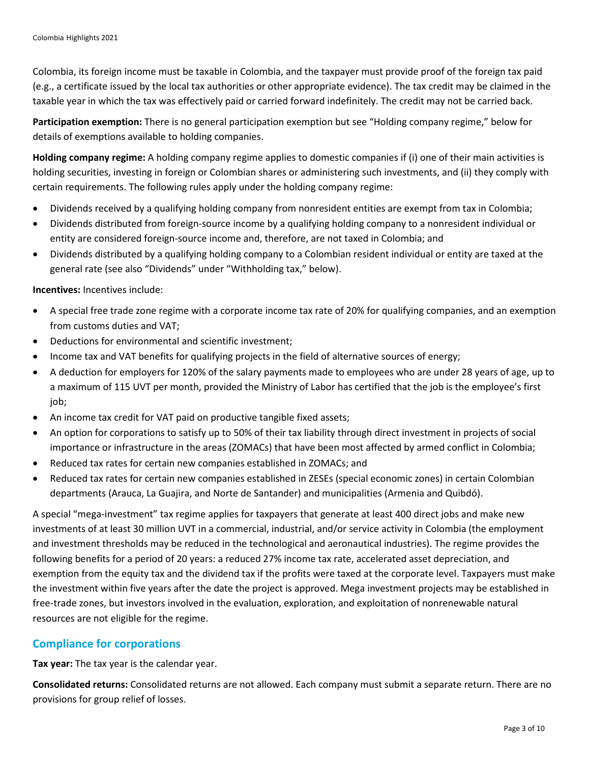Colombia, its foreign income must be taxable in Colombia, and the taxpayer must provide proof of the foreign tax paid (e.g., a certificate issued by the local tax authorities or other appropriate evidence). The tax credit may be claimed in the taxable year in which the tax was effectively paid or carried forward indefinitely. The credit may not be carried back.

**Participation exemption:** There is no general participation exemption but see "Holding company regime," below for details of exemptions available to holding companies.

**Holding company regime:** A holding company regime applies to domestic companies if (i) one of their main activities is holding securities, investing in foreign or Colombian shares or administering such investments, and (ii) they comply with certain requirements. The following rules apply under the holding company regime:

- Dividends received by a qualifying holding company from nonresident entities are exempt from tax in Colombia;
- Dividends distributed from foreign-source income by a qualifying holding company to a nonresident individual or entity are considered foreign-source income and, therefore, are not taxed in Colombia; and
- Dividends distributed by a qualifying holding company to a Colombian resident individual or entity are taxed at the general rate (see also "Dividends" under "Withholding tax," below).

**Incentives:** Incentives include:

- A special free trade zone regime with a corporate income tax rate of 20% for qualifying companies, and an exemption from customs duties and VAT;
- Deductions for environmental and scientific investment;
- Income tax and VAT benefits for qualifying projects in the field of alternative sources of energy;
- A deduction for employers for 120% of the salary payments made to employees who are under 28 years of age, up to a maximum of 115 UVT per month, provided the Ministry of Labor has certified that the job is the employee's first job;
- An income tax credit for VAT paid on productive tangible fixed assets;
- An option for corporations to satisfy up to 50% of their tax liability through direct investment in projects of social importance or infrastructure in the areas (ZOMACs) that have been most affected by armed conflict in Colombia;
- Reduced tax rates for certain new companies established in ZOMACs; and
- Reduced tax rates for certain new companies established in ZESEs (special economic zones) in certain Colombian departments (Arauca, La Guajira, and Norte de Santander) and municipalities (Armenia and Quibdó).

A special "mega-investment" tax regime applies for taxpayers that generate at least 400 direct jobs and make new investments of at least 30 million UVT in a commercial, industrial, and/or service activity in Colombia (the employment and investment thresholds may be reduced in the technological and aeronautical industries). The regime provides the following benefits for a period of 20 years: a reduced 27% income tax rate, accelerated asset depreciation, and exemption from the equity tax and the dividend tax if the profits were taxed at the corporate level. Taxpayers must make the investment within five years after the date the project is approved. Mega investment projects may be established in free-trade zones, but investors involved in the evaluation, exploration, and exploitation of nonrenewable natural resources are not eligible for the regime.

## Compliance for corporations

**Tax year:** The tax year is the calendar year.

**Consolidated returns:** Consolidated returns are not allowed. Each company must submit a separate return. There are no provisions for group relief of losses.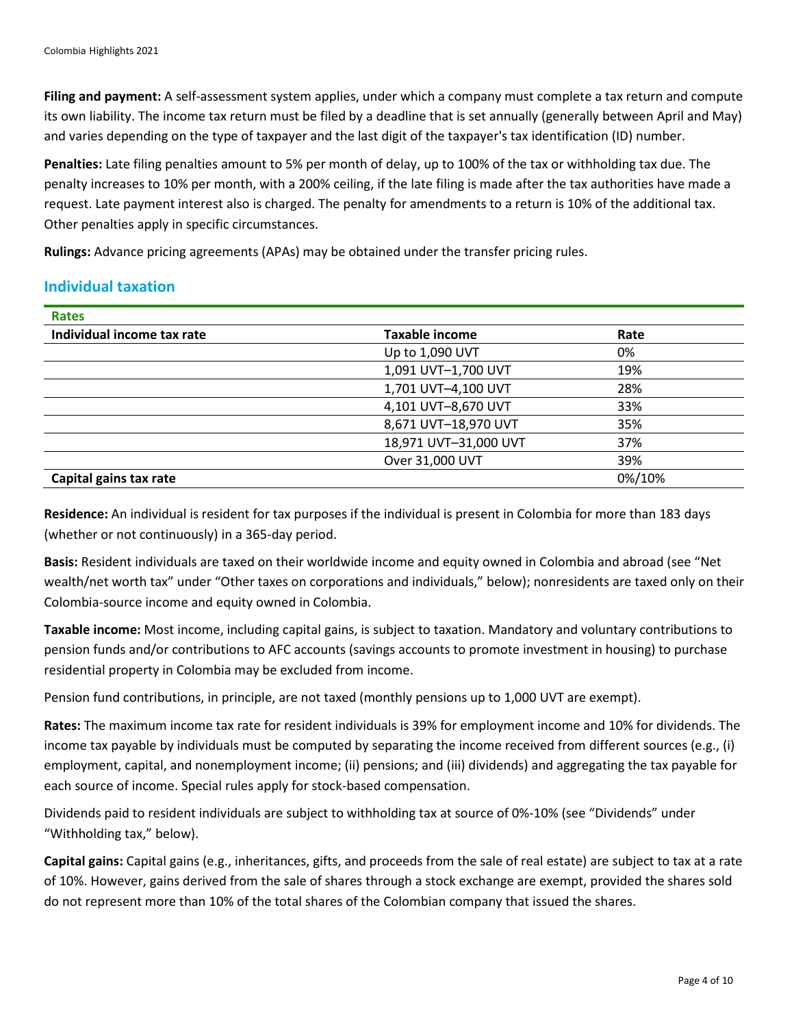**Filing and payment:** A self-assessment system applies, under which a company must complete a tax return and compute its own liability. The income tax return must be filed by a deadline that is set annually (generally between April and May) and varies depending on the type of taxpayer and the last digit of the taxpayer's tax identification (ID) number.

**Penalties:** Late filing penalties amount to 5% per month of delay, up to 100% of the tax or withholding tax due. The penalty increases to 10% per month, with a 200% ceiling, if the late filing is made after the tax authorities have made a request. Late payment interest also is charged. The penalty for amendments to a return is 10% of the additional tax. Other penalties apply in specific circumstances.

**Rulings:** Advance pricing agreements (APAs) may be obtained under the transfer pricing rules.

## Individual taxation

| Rates | | |
|---|---|---|
| **Individual income tax rate** | **Taxable income** | **Rate** |
| | Up to 1,090 UVT | 0% |
| | 1,091 UVT–1,700 UVT | 19% |
| | 1,701 UVT–4,100 UVT | 28% |
| | 4,101 UVT–8,670 UVT | 33% |
| | 8,671 UVT–18,970 UVT | 35% |
| | 18,971 UVT–31,000 UVT | 37% |
| | Over 31,000 UVT | 39% |
| **Capital gains tax rate** | | 0%/10% |

**Residence:** An individual is resident for tax purposes if the individual is present in Colombia for more than 183 days (whether or not continuously) in a 365-day period.

**Basis:** Resident individuals are taxed on their worldwide income and equity owned in Colombia and abroad (see "Net wealth/net worth tax" under "Other taxes on corporations and individuals," below); nonresidents are taxed only on their Colombia-source income and equity owned in Colombia.

**Taxable income:** Most income, including capital gains, is subject to taxation. Mandatory and voluntary contributions to pension funds and/or contributions to AFC accounts (savings accounts to promote investment in housing) to purchase residential property in Colombia may be excluded from income.

Pension fund contributions, in principle, are not taxed (monthly pensions up to 1,000 UVT are exempt).

**Rates:** The maximum income tax rate for resident individuals is 39% for employment income and 10% for dividends. The income tax payable by individuals must be computed by separating the income received from different sources (e.g., (i) employment, capital, and nonemployment income; (ii) pensions; and (iii) dividends) and aggregating the tax payable for each source of income. Special rules apply for stock-based compensation.

Dividends paid to resident individuals are subject to withholding tax at source of 0%-10% (see "Dividends" under "Withholding tax," below).

**Capital gains:** Capital gains (e.g., inheritances, gifts, and proceeds from the sale of real estate) are subject to tax at a rate of 10%. However, gains derived from the sale of shares through a stock exchange are exempt, provided the shares sold do not represent more than 10% of the total shares of the Colombian company that issued the shares.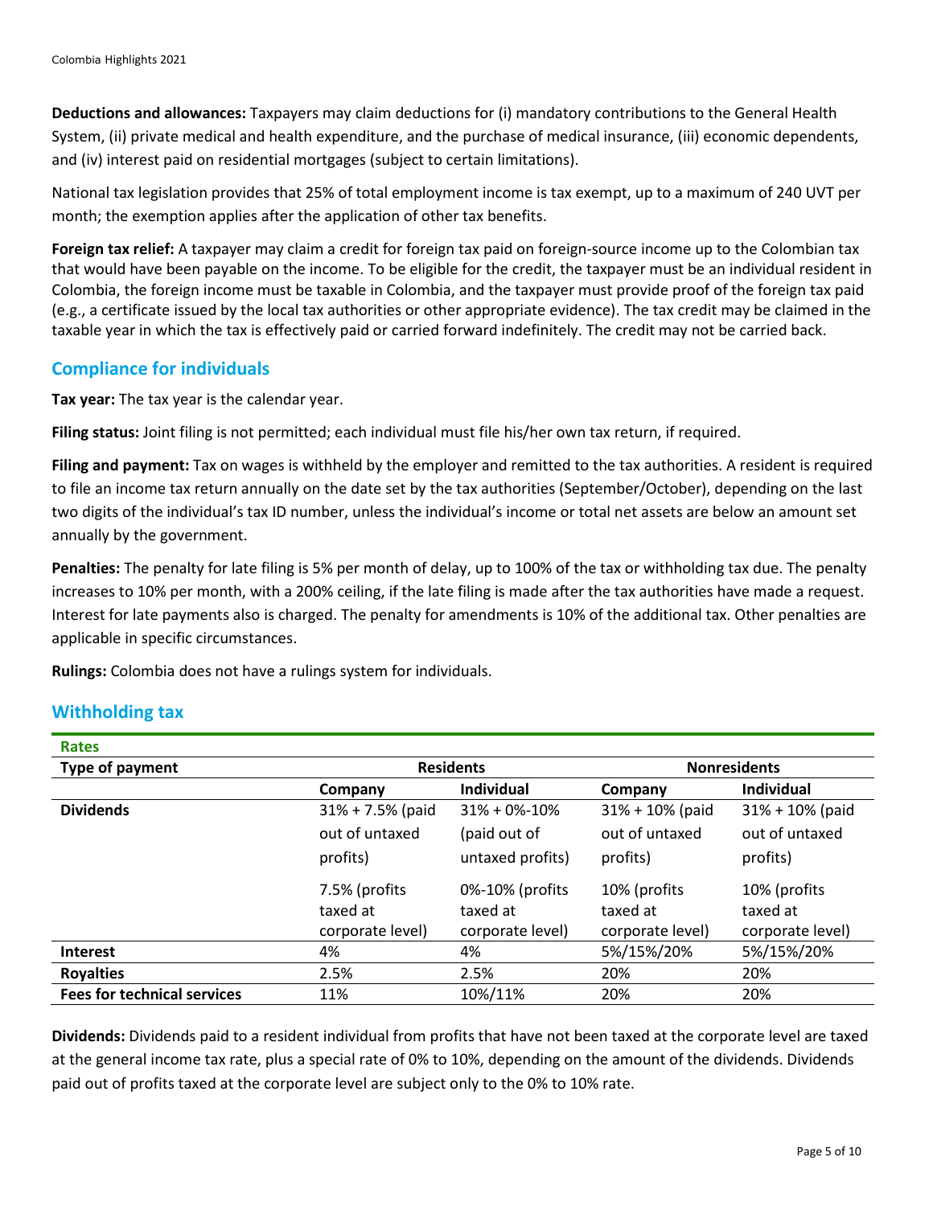**Deductions and allowances:** Taxpayers may claim deductions for (i) mandatory contributions to the General Health System, (ii) private medical and health expenditure, and the purchase of medical insurance, (iii) economic dependents, and (iv) interest paid on residential mortgages (subject to certain limitations).

National tax legislation provides that 25% of total employment income is tax exempt, up to a maximum of 240 UVT per month; the exemption applies after the application of other tax benefits.

**Foreign tax relief:** A taxpayer may claim a credit for foreign tax paid on foreign-source income up to the Colombian tax that would have been payable on the income. To be eligible for the credit, the taxpayer must be an individual resident in Colombia, the foreign income must be taxable in Colombia, and the taxpayer must provide proof of the foreign tax paid (e.g., a certificate issued by the local tax authorities or other appropriate evidence). The tax credit may be claimed in the taxable year in which the tax is effectively paid or carried forward indefinitely. The credit may not be carried back.

## Compliance for individuals

**Tax year:** The tax year is the calendar year.

**Filing status:** Joint filing is not permitted; each individual must file his/her own tax return, if required.

**Filing and payment:** Tax on wages is withheld by the employer and remitted to the tax authorities. A resident is required to file an income tax return annually on the date set by the tax authorities (September/October), depending on the last two digits of the individual's tax ID number, unless the individual's income or total net assets are below an amount set annually by the government.

**Penalties:** The penalty for late filing is 5% per month of delay, up to 100% of the tax or withholding tax due. The penalty increases to 10% per month, with a 200% ceiling, if the late filing is made after the tax authorities have made a request. Interest for late payments also is charged. The penalty for amendments is 10% of the additional tax. Other penalties are applicable in specific circumstances.

**Rulings:** Colombia does not have a rulings system for individuals.

## Withholding tax

**Rates**

| Type of payment | Residents | | Nonresidents | |
|---|---|---|---|---|
| | **Company** | **Individual** | **Company** | **Individual** |
| **Dividends** | 31% + 7.5% (paid out of untaxed profits)<br>7.5% (profits taxed at corporate level) | 31% + 0%-10% (paid out of untaxed profits)<br>0%-10% (profits taxed at corporate level) | 31% + 10% (paid out of untaxed profits)<br>10% (profits taxed at corporate level) | 31% + 10% (paid out of untaxed profits)<br>10% (profits taxed at corporate level) |
| **Interest** | 4% | 4% | 5%/15%/20% | 5%/15%/20% |
| **Royalties** | 2.5% | 2.5% | 20% | 20% |
| **Fees for technical services** | 11% | 10%/11% | 20% | 20% |

**Dividends:** Dividends paid to a resident individual from profits that have not been taxed at the corporate level are taxed at the general income tax rate, plus a special rate of 0% to 10%, depending on the amount of the dividends. Dividends paid out of profits taxed at the corporate level are subject only to the 0% to 10% rate.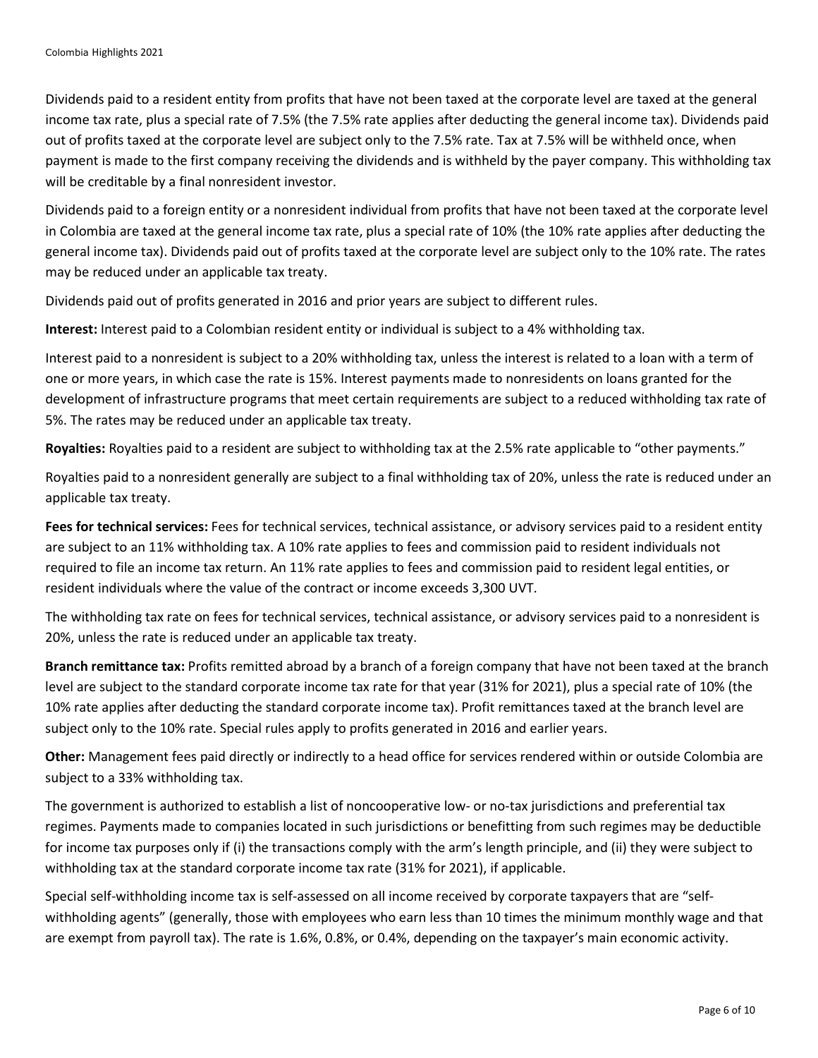Dividends paid to a resident entity from profits that have not been taxed at the corporate level are taxed at the general income tax rate, plus a special rate of 7.5% (the 7.5% rate applies after deducting the general income tax). Dividends paid out of profits taxed at the corporate level are subject only to the 7.5% rate. Tax at 7.5% will be withheld once, when payment is made to the first company receiving the dividends and is withheld by the payer company. This withholding tax will be creditable by a final nonresident investor.

Dividends paid to a foreign entity or a nonresident individual from profits that have not been taxed at the corporate level in Colombia are taxed at the general income tax rate, plus a special rate of 10% (the 10% rate applies after deducting the general income tax). Dividends paid out of profits taxed at the corporate level are subject only to the 10% rate. The rates may be reduced under an applicable tax treaty.

Dividends paid out of profits generated in 2016 and prior years are subject to different rules.

**Interest:** Interest paid to a Colombian resident entity or individual is subject to a 4% withholding tax.

Interest paid to a nonresident is subject to a 20% withholding tax, unless the interest is related to a loan with a term of one or more years, in which case the rate is 15%. Interest payments made to nonresidents on loans granted for the development of infrastructure programs that meet certain requirements are subject to a reduced withholding tax rate of 5%. The rates may be reduced under an applicable tax treaty.

**Royalties:** Royalties paid to a resident are subject to withholding tax at the 2.5% rate applicable to "other payments."

Royalties paid to a nonresident generally are subject to a final withholding tax of 20%, unless the rate is reduced under an applicable tax treaty.

**Fees for technical services:** Fees for technical services, technical assistance, or advisory services paid to a resident entity are subject to an 11% withholding tax. A 10% rate applies to fees and commission paid to resident individuals not required to file an income tax return. An 11% rate applies to fees and commission paid to resident legal entities, or resident individuals where the value of the contract or income exceeds 3,300 UVT.

The withholding tax rate on fees for technical services, technical assistance, or advisory services paid to a nonresident is 20%, unless the rate is reduced under an applicable tax treaty.

**Branch remittance tax:** Profits remitted abroad by a branch of a foreign company that have not been taxed at the branch level are subject to the standard corporate income tax rate for that year (31% for 2021), plus a special rate of 10% (the 10% rate applies after deducting the standard corporate income tax). Profit remittances taxed at the branch level are subject only to the 10% rate. Special rules apply to profits generated in 2016 and earlier years.

**Other:** Management fees paid directly or indirectly to a head office for services rendered within or outside Colombia are subject to a 33% withholding tax.

The government is authorized to establish a list of noncooperative low- or no-tax jurisdictions and preferential tax regimes. Payments made to companies located in such jurisdictions or benefitting from such regimes may be deductible for income tax purposes only if (i) the transactions comply with the arm's length principle, and (ii) they were subject to withholding tax at the standard corporate income tax rate (31% for 2021), if applicable.

Special self-withholding income tax is self-assessed on all income received by corporate taxpayers that are "self-withholding agents" (generally, those with employees who earn less than 10 times the minimum monthly wage and that are exempt from payroll tax). The rate is 1.6%, 0.8%, or 0.4%, depending on the taxpayer's main economic activity.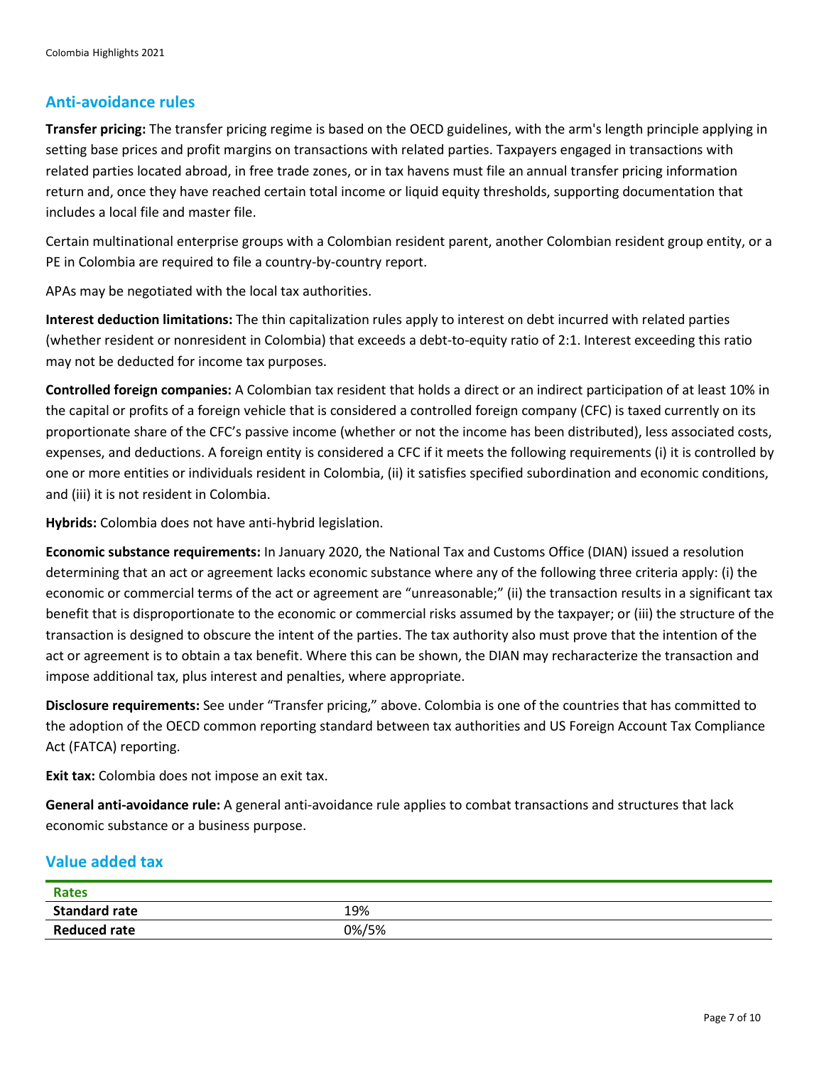## Anti-avoidance rules

**Transfer pricing:** The transfer pricing regime is based on the OECD guidelines, with the arm's length principle applying in setting base prices and profit margins on transactions with related parties. Taxpayers engaged in transactions with related parties located abroad, in free trade zones, or in tax havens must file an annual transfer pricing information return and, once they have reached certain total income or liquid equity thresholds, supporting documentation that includes a local file and master file.

Certain multinational enterprise groups with a Colombian resident parent, another Colombian resident group entity, or a PE in Colombia are required to file a country-by-country report.

APAs may be negotiated with the local tax authorities.

**Interest deduction limitations:** The thin capitalization rules apply to interest on debt incurred with related parties (whether resident or nonresident in Colombia) that exceeds a debt-to-equity ratio of 2:1. Interest exceeding this ratio may not be deducted for income tax purposes.

**Controlled foreign companies:** A Colombian tax resident that holds a direct or an indirect participation of at least 10% in the capital or profits of a foreign vehicle that is considered a controlled foreign company (CFC) is taxed currently on its proportionate share of the CFC's passive income (whether or not the income has been distributed), less associated costs, expenses, and deductions. A foreign entity is considered a CFC if it meets the following requirements (i) it is controlled by one or more entities or individuals resident in Colombia, (ii) it satisfies specified subordination and economic conditions, and (iii) it is not resident in Colombia.

**Hybrids:** Colombia does not have anti-hybrid legislation.

**Economic substance requirements:** In January 2020, the National Tax and Customs Office (DIAN) issued a resolution determining that an act or agreement lacks economic substance where any of the following three criteria apply: (i) the economic or commercial terms of the act or agreement are "unreasonable;" (ii) the transaction results in a significant tax benefit that is disproportionate to the economic or commercial risks assumed by the taxpayer; or (iii) the structure of the transaction is designed to obscure the intent of the parties. The tax authority also must prove that the intention of the act or agreement is to obtain a tax benefit. Where this can be shown, the DIAN may recharacterize the transaction and impose additional tax, plus interest and penalties, where appropriate.

**Disclosure requirements:** See under "Transfer pricing," above. Colombia is one of the countries that has committed to the adoption of the OECD common reporting standard between tax authorities and US Foreign Account Tax Compliance Act (FATCA) reporting.

**Exit tax:** Colombia does not impose an exit tax.

**General anti-avoidance rule:** A general anti-avoidance rule applies to combat transactions and structures that lack economic substance or a business purpose.

## Value added tax

| Rates | |
|---|---|
| **Standard rate** | 19% |
| **Reduced rate** | 0%/5% |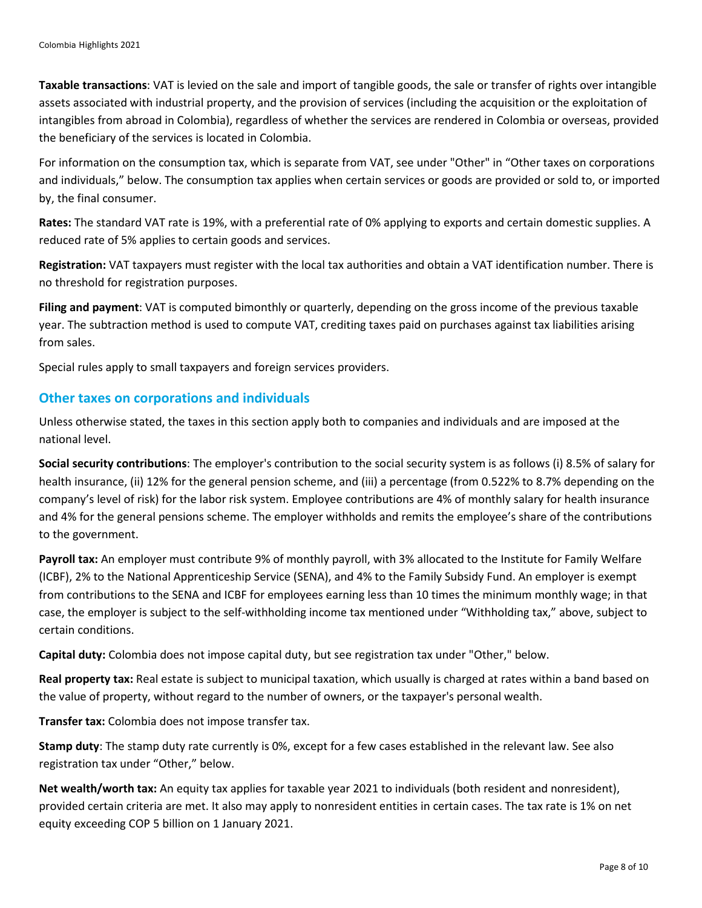**Taxable transactions**: VAT is levied on the sale and import of tangible goods, the sale or transfer of rights over intangible assets associated with industrial property, and the provision of services (including the acquisition or the exploitation of intangibles from abroad in Colombia), regardless of whether the services are rendered in Colombia or overseas, provided the beneficiary of the services is located in Colombia.

For information on the consumption tax, which is separate from VAT, see under "Other" in "Other taxes on corporations and individuals," below. The consumption tax applies when certain services or goods are provided or sold to, or imported by, the final consumer.

**Rates:** The standard VAT rate is 19%, with a preferential rate of 0% applying to exports and certain domestic supplies. A reduced rate of 5% applies to certain goods and services.

**Registration:** VAT taxpayers must register with the local tax authorities and obtain a VAT identification number. There is no threshold for registration purposes.

**Filing and payment**: VAT is computed bimonthly or quarterly, depending on the gross income of the previous taxable year. The subtraction method is used to compute VAT, crediting taxes paid on purchases against tax liabilities arising from sales.

Special rules apply to small taxpayers and foreign services providers.

## Other taxes on corporations and individuals

Unless otherwise stated, the taxes in this section apply both to companies and individuals and are imposed at the national level.

**Social security contributions**: The employer's contribution to the social security system is as follows (i) 8.5% of salary for health insurance, (ii) 12% for the general pension scheme, and (iii) a percentage (from 0.522% to 8.7% depending on the company's level of risk) for the labor risk system. Employee contributions are 4% of monthly salary for health insurance and 4% for the general pensions scheme. The employer withholds and remits the employee's share of the contributions to the government.

**Payroll tax:** An employer must contribute 9% of monthly payroll, with 3% allocated to the Institute for Family Welfare (ICBF), 2% to the National Apprenticeship Service (SENA), and 4% to the Family Subsidy Fund. An employer is exempt from contributions to the SENA and ICBF for employees earning less than 10 times the minimum monthly wage; in that case, the employer is subject to the self-withholding income tax mentioned under "Withholding tax," above, subject to certain conditions.

**Capital duty:** Colombia does not impose capital duty, but see registration tax under "Other," below.

**Real property tax:** Real estate is subject to municipal taxation, which usually is charged at rates within a band based on the value of property, without regard to the number of owners, or the taxpayer's personal wealth.

**Transfer tax:** Colombia does not impose transfer tax.

**Stamp duty**: The stamp duty rate currently is 0%, except for a few cases established in the relevant law. See also registration tax under "Other," below.

**Net wealth/worth tax:** An equity tax applies for taxable year 2021 to individuals (both resident and nonresident), provided certain criteria are met. It also may apply to nonresident entities in certain cases. The tax rate is 1% on net equity exceeding COP 5 billion on 1 January 2021.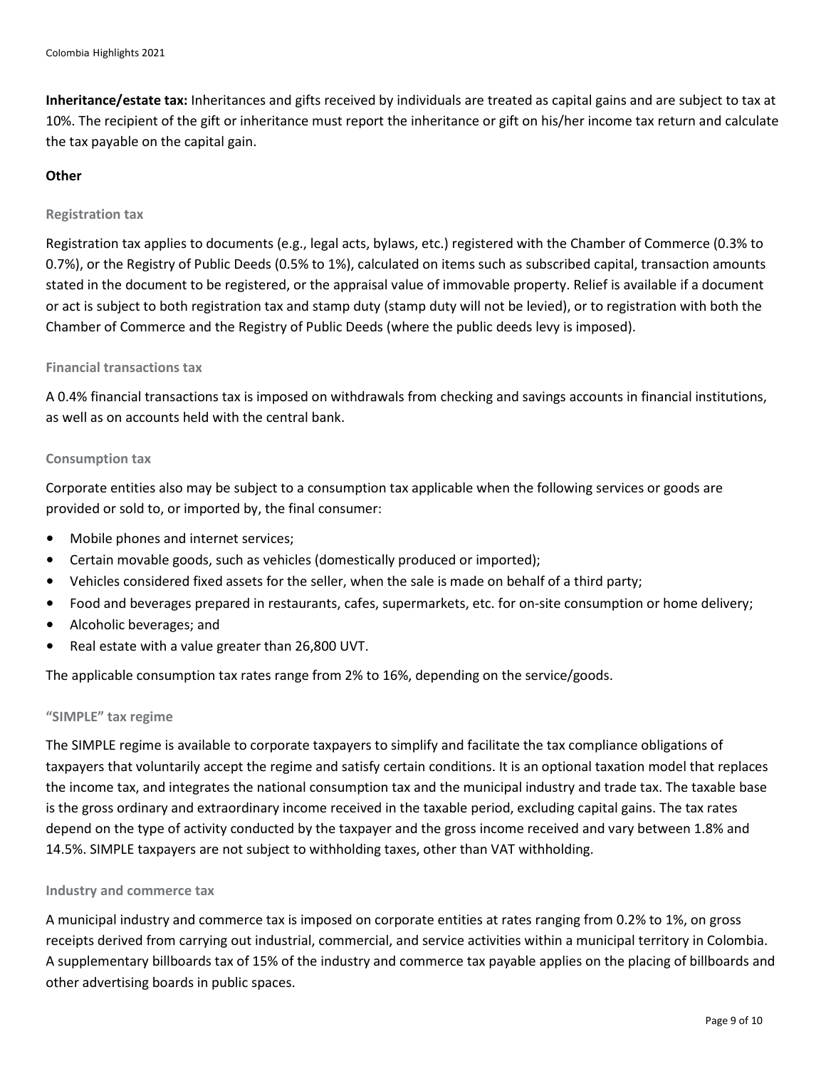**Inheritance/estate tax:** Inheritances and gifts received by individuals are treated as capital gains and are subject to tax at 10%. The recipient of the gift or inheritance must report the inheritance or gift on his/her income tax return and calculate the tax payable on the capital gain.

**Other**

#### Registration tax

Registration tax applies to documents (e.g., legal acts, bylaws, etc.) registered with the Chamber of Commerce (0.3% to 0.7%), or the Registry of Public Deeds (0.5% to 1%), calculated on items such as subscribed capital, transaction amounts stated in the document to be registered, or the appraisal value of immovable property. Relief is available if a document or act is subject to both registration tax and stamp duty (stamp duty will not be levied), or to registration with both the Chamber of Commerce and the Registry of Public Deeds (where the public deeds levy is imposed).

#### Financial transactions tax

A 0.4% financial transactions tax is imposed on withdrawals from checking and savings accounts in financial institutions, as well as on accounts held with the central bank.

#### Consumption tax

Corporate entities also may be subject to a consumption tax applicable when the following services or goods are provided or sold to, or imported by, the final consumer:

- Mobile phones and internet services;
- Certain movable goods, such as vehicles (domestically produced or imported);
- Vehicles considered fixed assets for the seller, when the sale is made on behalf of a third party;
- Food and beverages prepared in restaurants, cafes, supermarkets, etc. for on-site consumption or home delivery;
- Alcoholic beverages; and
- Real estate with a value greater than 26,800 UVT.

The applicable consumption tax rates range from 2% to 16%, depending on the service/goods.

#### "SIMPLE" tax regime

The SIMPLE regime is available to corporate taxpayers to simplify and facilitate the tax compliance obligations of taxpayers that voluntarily accept the regime and satisfy certain conditions. It is an optional taxation model that replaces the income tax, and integrates the national consumption tax and the municipal industry and trade tax. The taxable base is the gross ordinary and extraordinary income received in the taxable period, excluding capital gains. The tax rates depend on the type of activity conducted by the taxpayer and the gross income received and vary between 1.8% and 14.5%. SIMPLE taxpayers are not subject to withholding taxes, other than VAT withholding.

#### Industry and commerce tax

A municipal industry and commerce tax is imposed on corporate entities at rates ranging from 0.2% to 1%, on gross receipts derived from carrying out industrial, commercial, and service activities within a municipal territory in Colombia. A supplementary billboards tax of 15% of the industry and commerce tax payable applies on the placing of billboards and other advertising boards in public spaces.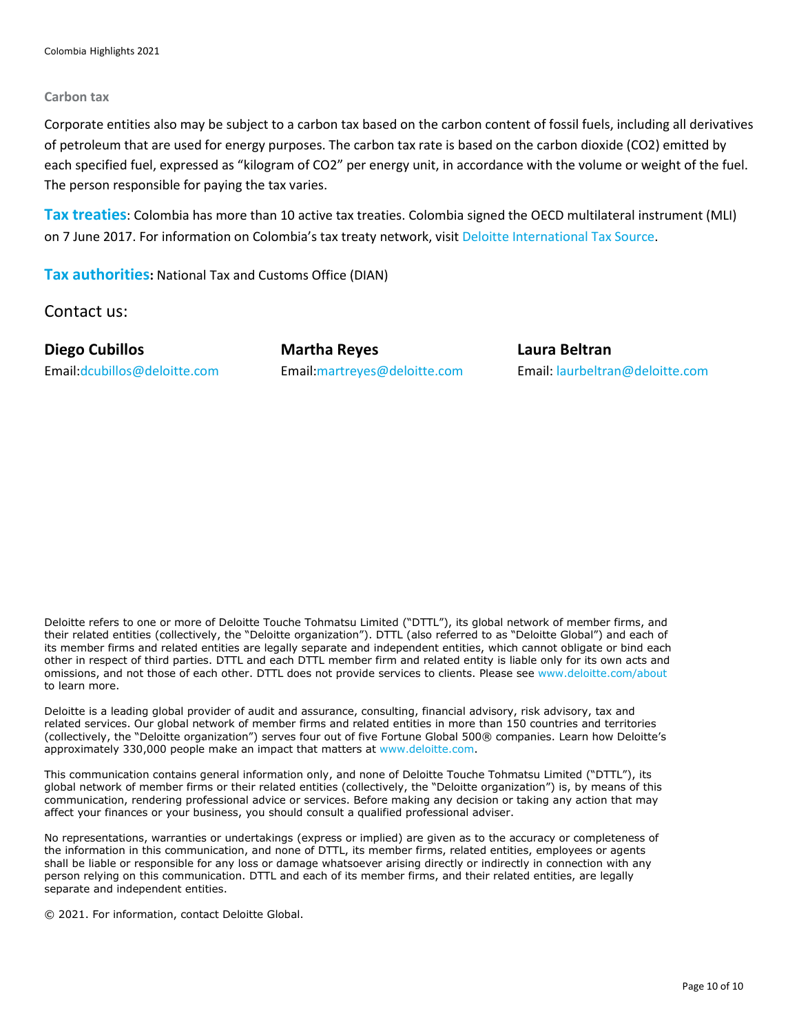### Carbon tax

Corporate entities also may be subject to a carbon tax based on the carbon content of fossil fuels, including all derivatives of petroleum that are used for energy purposes. The carbon tax rate is based on the carbon dioxide ($CO_2$) emitted by each specified fuel, expressed as "kilogram of $CO_2$" per energy unit, in accordance with the volume or weight of the fuel. The person responsible for paying the tax varies.

**Tax treaties**: Colombia has more than 10 active tax treaties. Colombia signed the OECD multilateral instrument (MLI) on 7 June 2017. For information on Colombia's tax treaty network, visit Deloitte International Tax Source.

**Tax authorities:** National Tax and Customs Office (DIAN)

## Contact us:

**Diego Cubillos**
Email:dcubillos@deloitte.com

**Martha Reyes**
Email:martreyes@deloitte.com

**Laura Beltran**
Email: laurbeltran@deloitte.com

Deloitte refers to one or more of Deloitte Touche Tohmatsu Limited ("DTTL"), its global network of member firms, and their related entities (collectively, the "Deloitte organization"). DTTL (also referred to as "Deloitte Global") and each of its member firms and related entities are legally separate and independent entities, which cannot obligate or bind each other in respect of third parties. DTTL and each DTTL member firm and related entity is liable only for its own acts and omissions, and not those of each other. DTTL does not provide services to clients. Please see www.deloitte.com/about to learn more.

Deloitte is a leading global provider of audit and assurance, consulting, financial advisory, risk advisory, tax and related services. Our global network of member firms and related entities in more than 150 countries and territories (collectively, the "Deloitte organization") serves four out of five Fortune Global 500® companies. Learn how Deloitte's approximately 330,000 people make an impact that matters at www.deloitte.com.

This communication contains general information only, and none of Deloitte Touche Tohmatsu Limited ("DTTL"), its global network of member firms or their related entities (collectively, the "Deloitte organization") is, by means of this communication, rendering professional advice or services. Before making any decision or taking any action that may affect your finances or your business, you should consult a qualified professional adviser.

No representations, warranties or undertakings (express or implied) are given as to the accuracy or completeness of the information in this communication, and none of DTTL, its member firms, related entities, employees or agents shall be liable or responsible for any loss or damage whatsoever arising directly or indirectly in connection with any person relying on this communication. DTTL and each of its member firms, and their related entities, are legally separate and independent entities.

© 2021. For information, contact Deloitte Global.